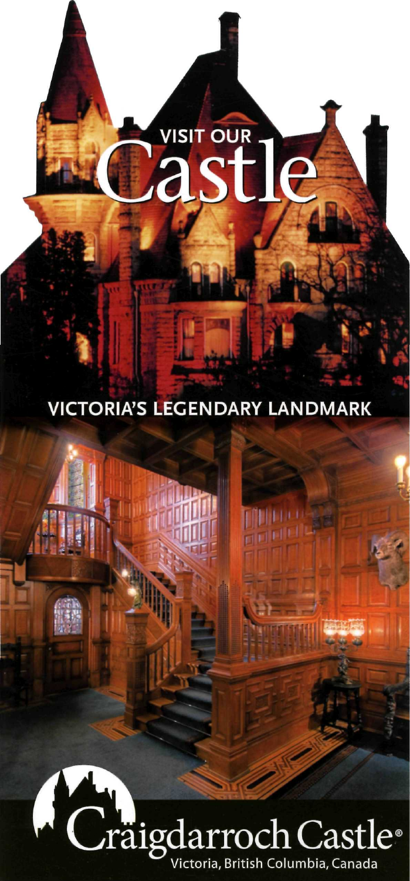VISIT OUR

# Castle

## VICTORIA'S LEGENDARY LANDMARK

# Craigdarroch Castle®

Victoria, British Columbia, Canada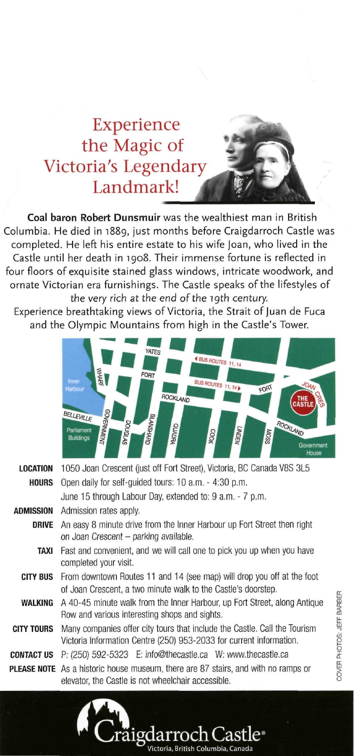# Experience the Magic of Victoria's Legendary Landmark!

**Coal baron Robert Dunsmuir** was the wealthiest man in British Columbia. He died in 1889, just months before Craigdarroch Castle was completed. He left his entire estate to his wife Joan, who lived in the Castle until her death in 1908. Their immense fortune is reflected in four floors of exquisite stained glass windows, intricate woodwork, and ornate Victorian era furnishings. The Castle speaks of the lifestyles of the very rich at the end of the 19th century.

Experience breathtaking views of Victoria, the Strait of Juan de Fuca and the Olympic Mountains from high in the Castle's Tower.

YATES
FORT
BUS ROUTES 11, 14
BUS ROUTES 11, 14
FORT
JOAN CRES
THE CASTLE
Inner Harbour
WHARF
ROCKLAND
BELLEVILLE
GOVERNMENT
DOUGLAS
BLANSHARD
QUADRA
COOK
LINDEN
MOSS
ROCKLAND
Parliament Buildings
Government House

**LOCATION** 1050 Joan Crescent (just off Fort Street), Victoria, BC Canada V8S 3L5

**HOURS** Open daily for self-guided tours: 10 a.m. - 4:30 p.m.
June 15 through Labour Day, extended to: 9 a.m. - 7 p.m.

**ADMISSION** Admission rates apply.

**DRIVE** An easy 8 minute drive from the Inner Harbour up Fort Street then right on Joan Crescent – parking available.

**TAXI** Fast and convenient, and we will call one to pick you up when you have completed your visit.

**CITY BUS** From downtown Routes 11 and 14 (see map) will drop you off at the foot of Joan Crescent, a two minute walk to the Castle's doorstep.

**WALKING** A 40-45 minute walk from the Inner Harbour, up Fort Street, along Antique Row and various interesting shops and sights.

**CITY TOURS** Many companies offer city tours that include the Castle. Call the Tourism Victoria Information Centre (250) 953-2033 for current information.

**CONTACT US** P: (250) 592-5323 E: info@thecastle.ca W: www.thecastle.ca

**PLEASE NOTE** As a historic house museum, there are 87 stairs, and with no ramps or elevator, the Castle is not wheelchair accessible.

COVER PHOTOS: JEFF BARBER

Craigdarroch Castle®
Victoria, British Columbia, Canada